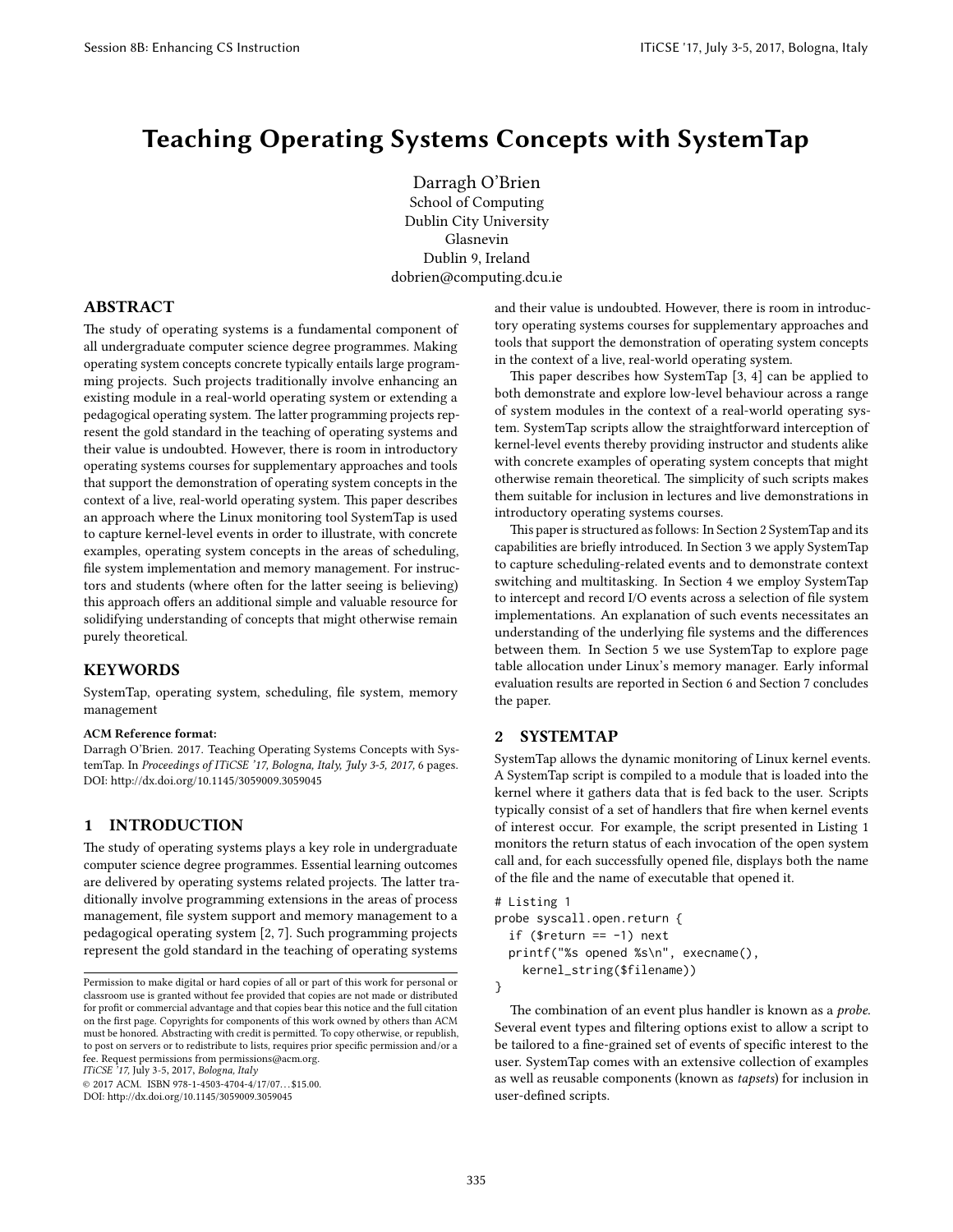# Teaching Operating Systems Concepts with SystemTap

Darragh O'Brien
School of Computing
Dublin City University
Glasnevin
Dublin 9, Ireland
dobrien@computing.dcu.ie

## ABSTRACT

The study of operating systems is a fundamental component of all undergraduate computer science degree programmes. Making operating system concepts concrete typically entails large programming projects. Such projects traditionally involve enhancing an existing module in a real-world operating system or extending a pedagogical operating system. The latter programming projects represent the gold standard in the teaching of operating systems and their value is undoubted. However, there is room in introductory operating systems courses for supplementary approaches and tools that support the demonstration of operating system concepts in the context of a live, real-world operating system. This paper describes an approach where the Linux monitoring tool SystemTap is used to capture kernel-level events in order to illustrate, with concrete examples, operating system concepts in the areas of scheduling, file system implementation and memory management. For instructors and students (where often for the latter seeing is believing) this approach offers an additional simple and valuable resource for solidifying understanding of concepts that might otherwise remain purely theoretical.

## KEYWORDS

SystemTap, operating system, scheduling, file system, memory management

**ACM Reference format:**
Darragh O'Brien. 2017. Teaching Operating Systems Concepts with SystemTap. In *Proceedings of ITiCSE '17, Bologna, Italy, July 3-5, 2017,* 6 pages.
DOI: http://dx.doi.org/10.1145/3059009.3059045

## 1 INTRODUCTION

The study of operating systems plays a key role in undergraduate computer science degree programmes. Essential learning outcomes are delivered by operating systems related projects. The latter traditionally involve programming extensions in the areas of process management, file system support and memory management to a pedagogical operating system [2, 7]. Such programming projects represent the gold standard in the teaching of operating systems and their value is undoubted. However, there is room in introductory operating systems courses for supplementary approaches and tools that support the demonstration of operating system concepts in the context of a live, real-world operating system.

This paper describes how SystemTap [3, 4] can be applied to both demonstrate and explore low-level behaviour across a range of system modules in the context of a real-world operating system. SystemTap scripts allow the straightforward interception of kernel-level events thereby providing instructor and students alike with concrete examples of operating system concepts that might otherwise remain theoretical. The simplicity of such scripts makes them suitable for inclusion in lectures and live demonstrations in introductory operating systems courses.

This paper is structured as follows: In Section 2 SystemTap and its capabilities are briefly introduced. In Section 3 we apply SystemTap to capture scheduling-related events and to demonstrate context switching and multitasking. In Section 4 we employ SystemTap to intercept and record I/O events across a selection of file system implementations. An explanation of such events necessitates an understanding of the underlying file systems and the differences between them. In Section 5 we use SystemTap to explore page table allocation under Linux's memory manager. Early informal evaluation results are reported in Section 6 and Section 7 concludes the paper.

## 2 SYSTEMTAP

SystemTap allows the dynamic monitoring of Linux kernel events. A SystemTap script is compiled to a module that is loaded into the kernel where it gathers data that is fed back to the user. Scripts typically consist of a set of handlers that fire when kernel events of interest occur. For example, the script presented in Listing 1 monitors the return status of each invocation of the open system call and, for each successfully opened file, displays both the name of the file and the name of executable that opened it.

```
# Listing 1
probe syscall.open.return {
  if ($return == -1) next
  printf("%s opened %s\n", execname(),
    kernel_string($filename))
}
```

The combination of an event plus handler is known as a *probe*. Several event types and filtering options exist to allow a script to be tailored to a fine-grained set of events of specific interest to the user. SystemTap comes with an extensive collection of examples as well as reusable components (known as *tapsets*) for inclusion in user-defined scripts.

Permission to make digital or hard copies of all or part of this work for personal or classroom use is granted without fee provided that copies are not made or distributed for profit or commercial advantage and that copies bear this notice and the full citation on the first page. Copyrights for components of this work owned by others than ACM must be honored. Abstracting with credit is permitted. To copy otherwise, or republish, to post on servers or to redistribute to lists, requires prior specific permission and/or a fee. Request permissions from permissions@acm.org.
*ITiCSE '17, July 3-5, 2017, Bologna, Italy*
© 2017 ACM. ISBN 978-1-4503-4704-4/17/07...$15.00.
DOI: http://dx.doi.org/10.1145/3059009.3059045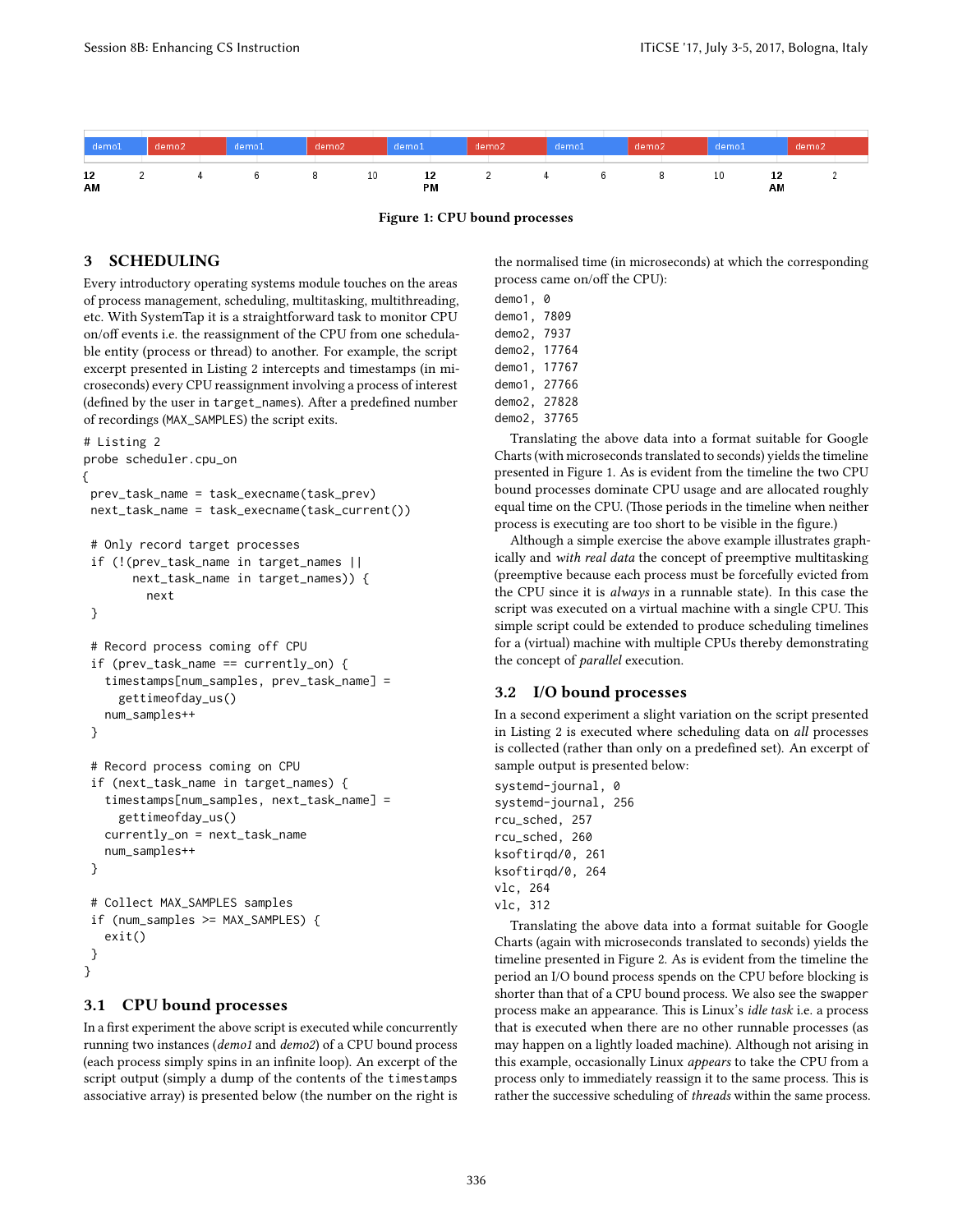Figure 1: CPU bound processes

## 3 SCHEDULING

Every introductory operating systems module touches on the areas of process management, scheduling, multitasking, multithreading, etc. With SystemTap it is a straightforward task to monitor CPU on/off events i.e. the reassignment of the CPU from one schedulable entity (process or thread) to another. For example, the script excerpt presented in Listing 2 intercepts and timestamps (in microseconds) every CPU reassignment involving a process of interest (defined by the user in `target_names`). After a predefined number of recordings (`MAX_SAMPLES`) the script exits.

```
# Listing 2
probe scheduler.cpu_on
{
 prev_task_name = task_execname(task_prev)
 next_task_name = task_execname(task_current())

 # Only record target processes
 if (!(prev_task_name in target_names ||
       next_task_name in target_names)) {
         next
 }

 # Record process coming off CPU
 if (prev_task_name == currently_on) {
   timestamps[num_samples, prev_task_name] =
     gettimeofday_us()
   num_samples++
 }

 # Record process coming on CPU
 if (next_task_name in target_names) {
   timestamps[num_samples, next_task_name] =
     gettimeofday_us()
   currently_on = next_task_name
   num_samples++
 }

 # Collect MAX_SAMPLES samples
 if (num_samples >= MAX_SAMPLES) {
   exit()
 }
}
```

### 3.1 CPU bound processes

In a first experiment the above script is executed while concurrently running two instances (*demo1* and *demo2*) of a CPU bound process (each process simply spins in an infinite loop). An excerpt of the script output (simply a dump of the contents of the `timestamps` associative array) is presented below (the number on the right is the normalised time (in microseconds) at which the corresponding process came on/off the CPU):

```
demo1, 0
demo1, 7809
demo2, 7937
demo2, 17764
demo1, 17767
demo1, 27766
demo2, 27828
demo2, 37765
```

Translating the above data into a format suitable for Google Charts (with microseconds translated to seconds) yields the timeline presented in Figure 1. As is evident from the timeline the two CPU bound processes dominate CPU usage and are allocated roughly equal time on the CPU. (Those periods in the timeline when neither process is executing are too short to be visible in the figure.)

Although a simple exercise the above example illustrates graphically and *with real data* the concept of preemptive multitasking (preemptive because each process must be forcefully evicted from the CPU since it is *always* in a runnable state). In this case the script was executed on a virtual machine with a single CPU. This simple script could be extended to produce scheduling timelines for a (virtual) machine with multiple CPUs thereby demonstrating the concept of *parallel* execution.

### 3.2 I/O bound processes

In a second experiment a slight variation on the script presented in Listing 2 is executed where scheduling data on *all* processes is collected (rather than only on a predefined set). An excerpt of sample output is presented below:

```
systemd-journal, 0
systemd-journal, 256
rcu_sched, 257
rcu_sched, 260
ksoftirqd/0, 261
ksoftirqd/0, 264
vlc, 264
vlc, 312
```

Translating the above data into a format suitable for Google Charts (again with microseconds translated to seconds) yields the timeline presented in Figure 2. As is evident from the timeline the period an I/O bound process spends on the CPU before blocking is shorter than that of a CPU bound process. We also see the `swapper` process make an appearance. This is Linux's *idle task* i.e. a process that is executed when there are no other runnable processes (as may happen on a lightly loaded machine). Although not arising in this example, occasionally Linux *appears* to take the CPU from a process only to immediately reassign it to the same process. This is rather the successive scheduling of *threads* within the same process.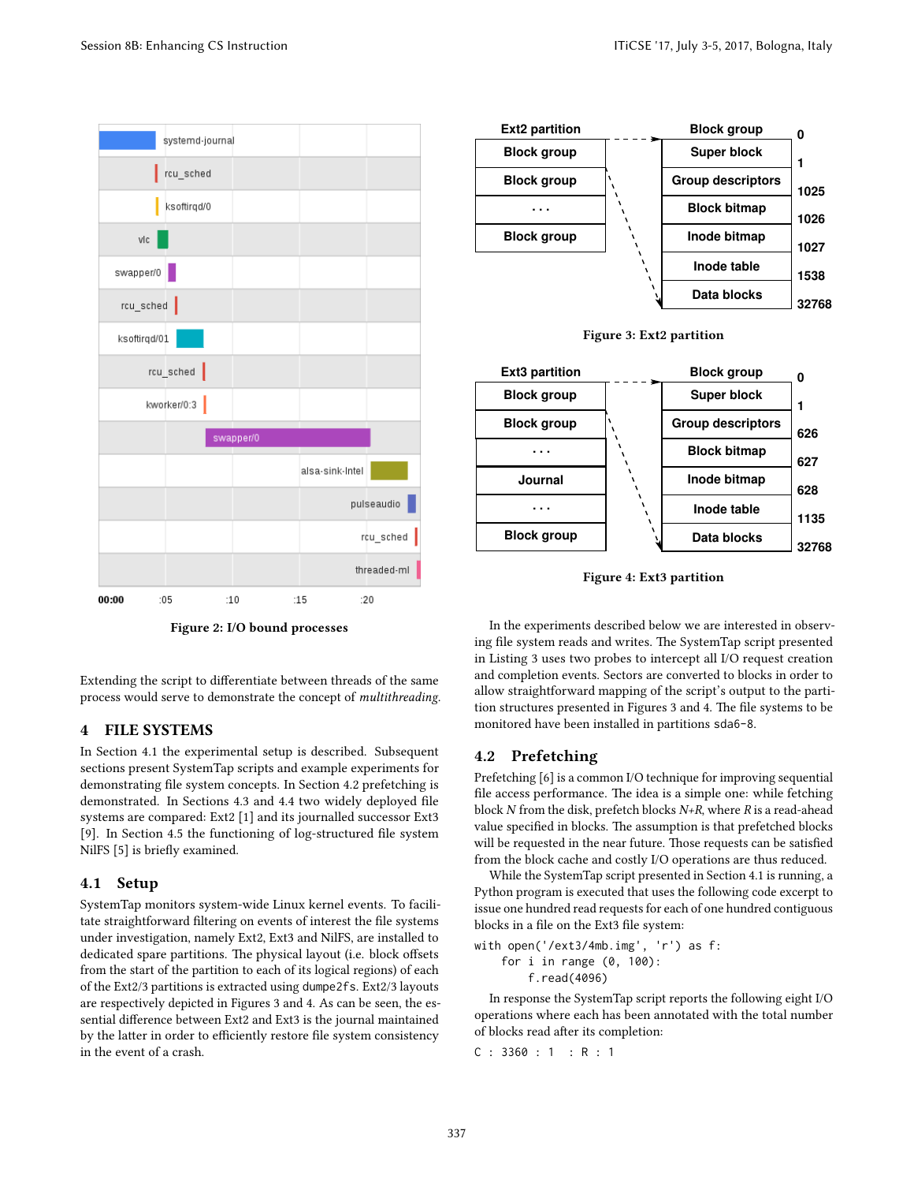Figure 2: I/O bound processes

Extending the script to differentiate between threads of the same process would serve to demonstrate the concept of *multithreading*.

## 4 FILE SYSTEMS

In Section 4.1 the experimental setup is described. Subsequent sections present SystemTap scripts and example experiments for demonstrating file system concepts. In Section 4.2 prefetching is demonstrated. In Sections 4.3 and 4.4 two widely deployed file systems are compared: Ext2 [1] and its journalled successor Ext3 [9]. In Section 4.5 the functioning of log-structured file system NilFS [5] is briefly examined.

### 4.1 Setup

SystemTap monitors system-wide Linux kernel events. To facilitate straightforward filtering on events of interest the file systems under investigation, namely Ext2, Ext3 and NilFS, are installed to dedicated spare partitions. The physical layout (i.e. block offsets from the start of the partition to each of its logical regions) of each of the Ext2/3 partitions is extracted using `dumpe2fs`. Ext2/3 layouts are respectively depicted in Figures 3 and 4. As can be seen, the essential difference between Ext2 and Ext3 is the journal maintained by the latter in order to efficiently restore file system consistency in the event of a crash.

Figure 3: Ext2 partition

Figure 4: Ext3 partition

In the experiments described below we are interested in observing file system reads and writes. The SystemTap script presented in Listing 3 uses two probes to intercept all I/O request creation and completion events. Sectors are converted to blocks in order to allow straightforward mapping of the script's output to the partition structures presented in Figures 3 and 4. The file systems to be monitored have been installed in partitions `sda6-8`.

### 4.2 Prefetching

Prefetching [6] is a common I/O technique for improving sequential file access performance. The idea is a simple one: while fetching block *N* from the disk, prefetch blocks *N+R*, where *R* is a read-ahead value specified in blocks. The assumption is that prefetched blocks will be requested in the near future. Those requests can be satisfied from the block cache and costly I/O operations are thus reduced.

While the SystemTap script presented in Section 4.1 is running, a Python program is executed that uses the following code excerpt to issue one hundred read requests for each of one hundred contiguous blocks in a file on the Ext3 file system:

```
with open('/ext3/4mb.img', 'r') as f:
    for i in range (0, 100):
        f.read(4096)
```

In response the SystemTap script reports the following eight I/O operations where each has been annotated with the total number of blocks read after its completion:

```
C : 3360 : 1   : R : 1
```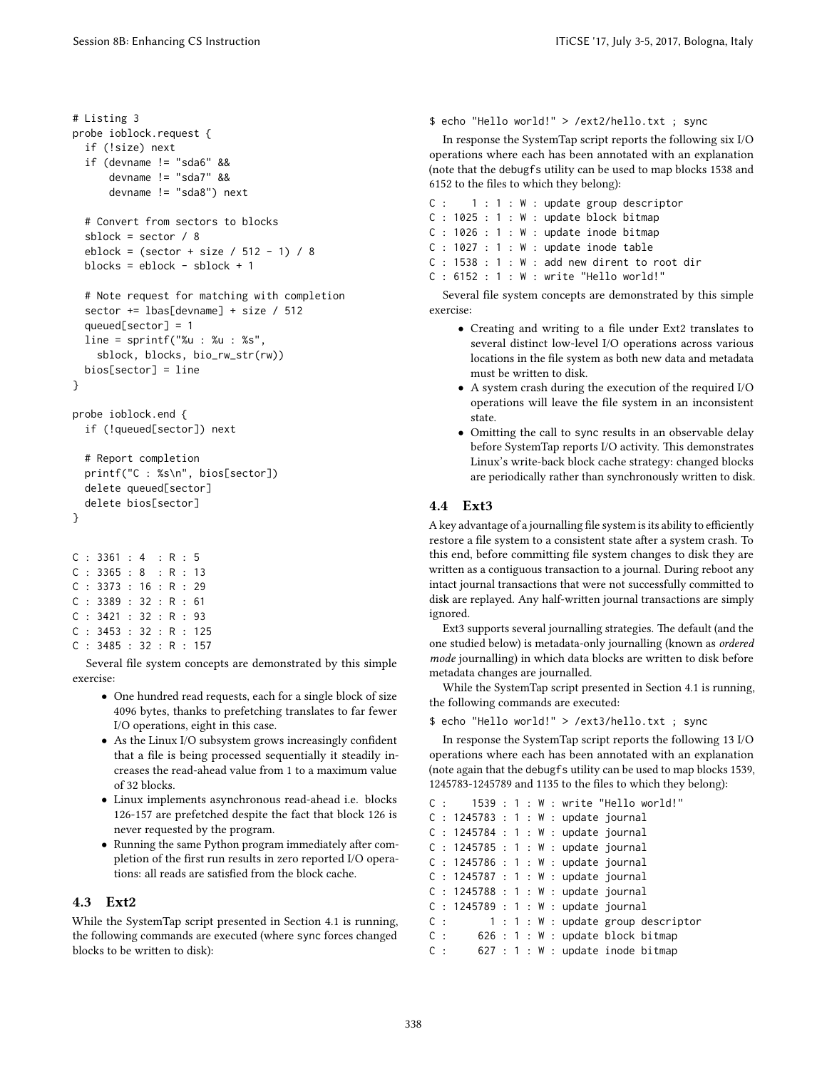```
# Listing 3
probe ioblock.request {
  if (!size) next
  if (devname != "sda6" &&
      devname != "sda7" &&
      devname != "sda8") next

  # Convert from sectors to blocks
  sblock = sector / 8
  eblock = (sector + size / 512 - 1) / 8
  blocks = eblock - sblock + 1

  # Note request for matching with completion
  sector += lbas[devname] + size / 512
  queued[sector] = 1
  line = sprintf("%u : %u : %s",
    sblock, blocks, bio_rw_str(rw))
  bios[sector] = line
}

probe ioblock.end {
  if (!queued[sector]) next

  # Report completion
  printf("C : %s\n", bios[sector])
  delete queued[sector]
  delete bios[sector]
}
```

```
C : 3361 : 4  : R : 5
C : 3365 : 8  : R : 13
C : 3373 : 16 : R : 29
C : 3389 : 32 : R : 61
C : 3421 : 32 : R : 93
C : 3453 : 32 : R : 125
C : 3485 : 32 : R : 157
```

Several file system concepts are demonstrated by this simple exercise:

- One hundred read requests, each for a single block of size 4096 bytes, thanks to prefetching translates to far fewer I/O operations, eight in this case.
- As the Linux I/O subsystem grows increasingly confident that a file is being processed sequentially it steadily increases the read-ahead value from 1 to a maximum value of 32 blocks.
- Linux implements asynchronous read-ahead i.e. blocks 126-157 are prefetched despite the fact that block 126 is never requested by the program.
- Running the same Python program immediately after completion of the first run results in zero reported I/O operations: all reads are satisfied from the block cache.

## 4.3 Ext2

While the SystemTap script presented in Section 4.1 is running, the following commands are executed (where sync forces changed blocks to be written to disk):

```
$ echo "Hello world!" > /ext2/hello.txt ; sync
```

In response the SystemTap script reports the following six I/O operations where each has been annotated with an explanation (note that the debugfs utility can be used to map blocks 1538 and 6152 to the files to which they belong):

```
C :    1 : 1 : W : update group descriptor
C : 1025 : 1 : W : update block bitmap
C : 1026 : 1 : W : update inode bitmap
C : 1027 : 1 : W : update inode table
C : 1538 : 1 : W : add new dirent to root dir
C : 6152 : 1 : W : write "Hello world!"
```

Several file system concepts are demonstrated by this simple exercise:

- Creating and writing to a file under Ext2 translates to several distinct low-level I/O operations across various locations in the file system as both new data and metadata must be written to disk.
- A system crash during the execution of the required I/O operations will leave the file system in an inconsistent state.
- Omitting the call to sync results in an observable delay before SystemTap reports I/O activity. This demonstrates Linux's write-back block cache strategy: changed blocks are periodically rather than synchronously written to disk.

## 4.4 Ext3

A key advantage of a journalling file system is its ability to efficiently restore a file system to a consistent state after a system crash. To this end, before committing file system changes to disk they are written as a contiguous transaction to a journal. During reboot any intact journal transactions that were not successfully committed to disk are replayed. Any half-written journal transactions are simply ignored.

Ext3 supports several journalling strategies. The default (and the one studied below) is metadata-only journalling (known as *ordered mode* journalling) in which data blocks are written to disk before metadata changes are journalled.

While the SystemTap script presented in Section 4.1 is running, the following commands are executed:

```
$ echo "Hello world!" > /ext3/hello.txt ; sync
```

In response the SystemTap script reports the following 13 I/O operations where each has been annotated with an explanation (note again that the debugfs utility can be used to map blocks 1539, 1245783-1245789 and 1135 to the files to which they belong):

```
C :    1539 : 1 : W : write "Hello world!"
C : 1245783 : 1 : W : update journal
C : 1245784 : 1 : W : update journal
C : 1245785 : 1 : W : update journal
C : 1245786 : 1 : W : update journal
C : 1245787 : 1 : W : update journal
C : 1245788 : 1 : W : update journal
C : 1245789 : 1 : W : update journal
C :       1 : 1 : W : update group descriptor
C :     626 : 1 : W : update block bitmap
C :     627 : 1 : W : update inode bitmap
```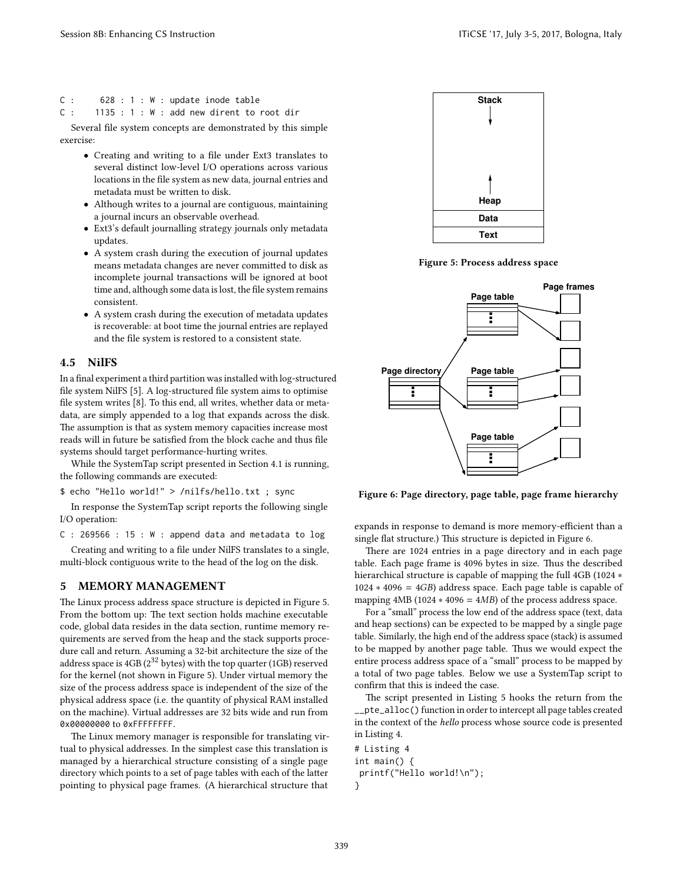```
C :      628 : 1 : W : update inode table
C :     1135 : 1 : W : add new dirent to root dir
```

Several file system concepts are demonstrated by this simple exercise:

- Creating and writing to a file under Ext3 translates to several distinct low-level I/O operations across various locations in the file system as new data, journal entries and metadata must be written to disk.
- Although writes to a journal are contiguous, maintaining a journal incurs an observable overhead.
- Ext3's default journalling strategy journals only metadata updates.
- A system crash during the execution of journal updates means metadata changes are never committed to disk as incomplete journal transactions will be ignored at boot time and, although some data is lost, the file system remains consistent.
- A system crash during the execution of metadata updates is recoverable: at boot time the journal entries are replayed and the file system is restored to a consistent state.

## 4.5 NilFS

In a final experiment a third partition was installed with log-structured file system NilFS [5]. A log-structured file system aims to optimise file system writes [8]. To this end, all writes, whether data or metadata, are simply appended to a log that expands across the disk. The assumption is that as system memory capacities increase most reads will in future be satisfied from the block cache and thus file systems should target performance-hurting writes.

While the SystemTap script presented in Section 4.1 is running, the following commands are executed:

```
$ echo "Hello world!" > /nilfs/hello.txt ; sync
```

In response the SystemTap script reports the following single I/O operation:

```
C : 269566 : 15 : W : append data and metadata to log
```

Creating and writing to a file under NilFS translates to a single, multi-block contiguous write to the head of the log on the disk.

# 5 MEMORY MANAGEMENT

The Linux process address space structure is depicted in Figure 5. From the bottom up: The text section holds machine executable code, global data resides in the data section, runtime memory requirements are served from the heap and the stack supports procedure call and return. Assuming a 32-bit architecture the size of the address space is 4GB ($2^{32}$ bytes) with the top quarter (1GB) reserved for the kernel (not shown in Figure 5). Under virtual memory the size of the process address space is independent of the size of the physical address space (i.e. the quantity of physical RAM installed on the machine). Virtual addresses are 32 bits wide and run from `0x00000000` to `0xFFFFFFFF`.

The Linux memory manager is responsible for translating virtual to physical addresses. In the simplest case this translation is managed by a hierarchical structure consisting of a single page directory which points to a set of page tables with each of the latter pointing to physical page frames. (A hierarchical structure that expands in response to demand is more memory-efficient than a single flat structure.) This structure is depicted in Figure 6.

Figure 5: Process address space

Figure 6: Page directory, page table, page frame hierarchy

There are 1024 entries in a page directory and in each page table. Each page frame is 4096 bytes in size. Thus the described hierarchical structure is capable of mapping the full 4GB ($1024 * 1024 * 4096 = 4GB$) address space. Each page table is capable of mapping 4MB ($1024 * 4096 = 4MB$) of the process address space.

For a "small" process the low end of the address space (text, data and heap sections) can be expected to be mapped by a single page table. Similarly, the high end of the address space (stack) is assumed to be mapped by another page table. Thus we would expect the entire process address space of a "small" process to be mapped by a total of two page tables. Below we use a SystemTap script to confirm that this is indeed the case.

The script presented in Listing 5 hooks the return from the `__pte_alloc()` function in order to intercept all page tables created in the context of the *hello* process whose source code is presented in Listing 4.

```
# Listing 4
int main() {
 printf("Hello world!\n");
}
```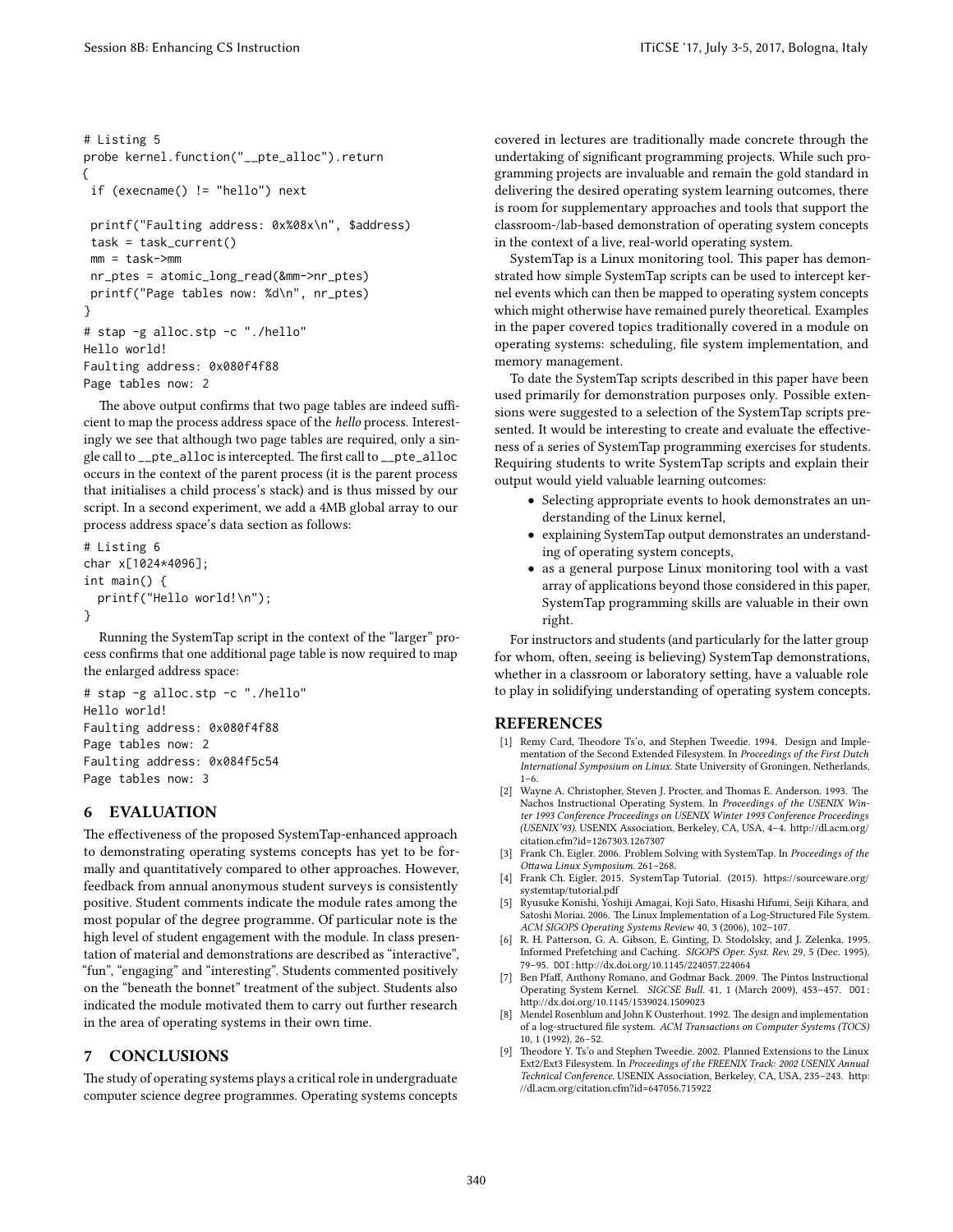```
# Listing 5
probe kernel.function("__pte_alloc").return
{
 if (execname() != "hello") next

 printf("Faulting address: 0x%08x\n", $address)
 task = task_current()
 mm = task->mm
 nr_ptes = atomic_long_read(&mm->nr_ptes)
 printf("Page tables now: %d\n", nr_ptes)
}
```

```
# stap -g alloc.stp -c "./hello"
Hello world!
Faulting address: 0x080f4f88
Page tables now: 2
```

The above output confirms that two page tables are indeed sufficient to map the process address space of the *hello* process. Interestingly we see that although two page tables are required, only a single call to `__pte_alloc` is intercepted. The first call to `__pte_alloc` occurs in the context of the parent process (it is the parent process that initialises a child process's stack) and is thus missed by our script. In a second experiment, we add a 4MB global array to our process address space's data section as follows:

```
# Listing 6
char x[1024*4096];
int main() {
  printf("Hello world!\n");
}
```

Running the SystemTap script in the context of the "larger" process confirms that one additional page table is now required to map the enlarged address space:

```
# stap -g alloc.stp -c "./hello"
Hello world!
Faulting address: 0x080f4f88
Page tables now: 2
Faulting address: 0x084f5c54
Page tables now: 3
```

## 6 EVALUATION

The effectiveness of the proposed SystemTap-enhanced approach to demonstrating operating systems concepts has yet to be formally and quantitatively compared to other approaches. However, feedback from annual anonymous student surveys is consistently positive. Student comments indicate the module rates among the most popular of the degree programme. Of particular note is the high level of student engagement with the module. In class presentation of material and demonstrations are described as "interactive", "fun", "engaging" and "interesting". Students commented positively on the "beneath the bonnet" treatment of the subject. Students also indicated the module motivated them to carry out further research in the area of operating systems in their own time.

## 7 CONCLUSIONS

The study of operating systems plays a critical role in undergraduate computer science degree programmes. Operating systems concepts covered in lectures are traditionally made concrete through the undertaking of significant programming projects. While such programming projects are invaluable and remain the gold standard in delivering the desired operating system learning outcomes, there is room for supplementary approaches and tools that support the classroom-/lab-based demonstration of operating system concepts in the context of a live, real-world operating system.

SystemTap is a Linux monitoring tool. This paper has demonstrated how simple SystemTap scripts can be used to intercept kernel events which can then be mapped to operating system concepts which might otherwise have remained purely theoretical. Examples in the paper covered topics traditionally covered in a module on operating systems: scheduling, file system implementation, and memory management.

To date the SystemTap scripts described in this paper have been used primarily for demonstration purposes only. Possible extensions were suggested to a selection of the SystemTap scripts presented. It would be interesting to create and evaluate the effectiveness of a series of SystemTap programming exercises for students. Requiring students to write SystemTap scripts and explain their output would yield valuable learning outcomes:

- Selecting appropriate events to hook demonstrates an understanding of the Linux kernel,
- explaining SystemTap output demonstrates an understanding of operating system concepts,
- as a general purpose Linux monitoring tool with a vast array of applications beyond those considered in this paper, SystemTap programming skills are valuable in their own right.

For instructors and students (and particularly for the latter group for whom, often, seeing is believing) SystemTap demonstrations, whether in a classroom or laboratory setting, have a valuable role to play in solidifying understanding of operating system concepts.

## REFERENCES

[1] Remy Card, Theodore Ts'o, and Stephen Tweedie. 1994. Design and Implementation of the Second Extended Filesystem. In *Proceedings of the First Dutch International Symposium on Linux*. State University of Groningen, Netherlands, 1–6.

[2] Wayne A. Christopher, Steven J. Procter, and Thomas E. Anderson. 1993. The Nachos Instructional Operating System. In *Proceedings of the USENIX Winter 1993 Conference Proceedings on USENIX Winter 1993 Conference Proceedings (USENIX'93)*. USENIX Association, Berkeley, CA, USA, 4–4. http://dl.acm.org/citation.cfm?id=1267303.1267307

[3] Frank Ch. Eigler. 2006. Problem Solving with SystemTap. In *Proceedings of the Ottawa Linux Symposium*. 261–268.

[4] Frank Ch. Eigler. 2015. SystemTap Tutorial. (2015). https://sourceware.org/systemtap/tutorial.pdf

[5] Ryusuke Konishi, Yoshiji Amagai, Koji Sato, Hisashi Hifumi, Seiji Kihara, and Satoshi Moriai. 2006. The Linux Implementation of a Log-Structured File System. *ACM SIGOPS Operating Systems Review* 40, 3 (2006), 102–107.

[6] R. H. Patterson, G. A. Gibson, E. Ginting, D. Stodolsky, and J. Zelenka. 1995. Informed Prefetching and Caching. *SIGOPS Oper. Syst. Rev.* 29, 5 (Dec. 1995), 79–95. DOI: http://dx.doi.org/10.1145/224057.224064

[7] Ben Pfaff, Anthony Romano, and Godmar Back. 2009. The Pintos Instructional Operating System Kernel. *SIGCSE Bull.* 41, 1 (March 2009), 453–457. DOI: http://dx.doi.org/10.1145/1539024.1509023

[8] Mendel Rosenblum and John K Ousterhout. 1992. The design and implementation of a log-structured file system. *ACM Transactions on Computer Systems (TOCS)* 10, 1 (1992), 26–52.

[9] Theodore Y. Ts'o and Stephen Tweedie. 2002. Planned Extensions to the Linux Ext2/Ext3 Filesystem. In *Proceedings of the FREENIX Track: 2002 USENIX Annual Technical Conference*. USENIX Association, Berkeley, CA, USA, 235–243. http://dl.acm.org/citation.cfm?id=647056.715922